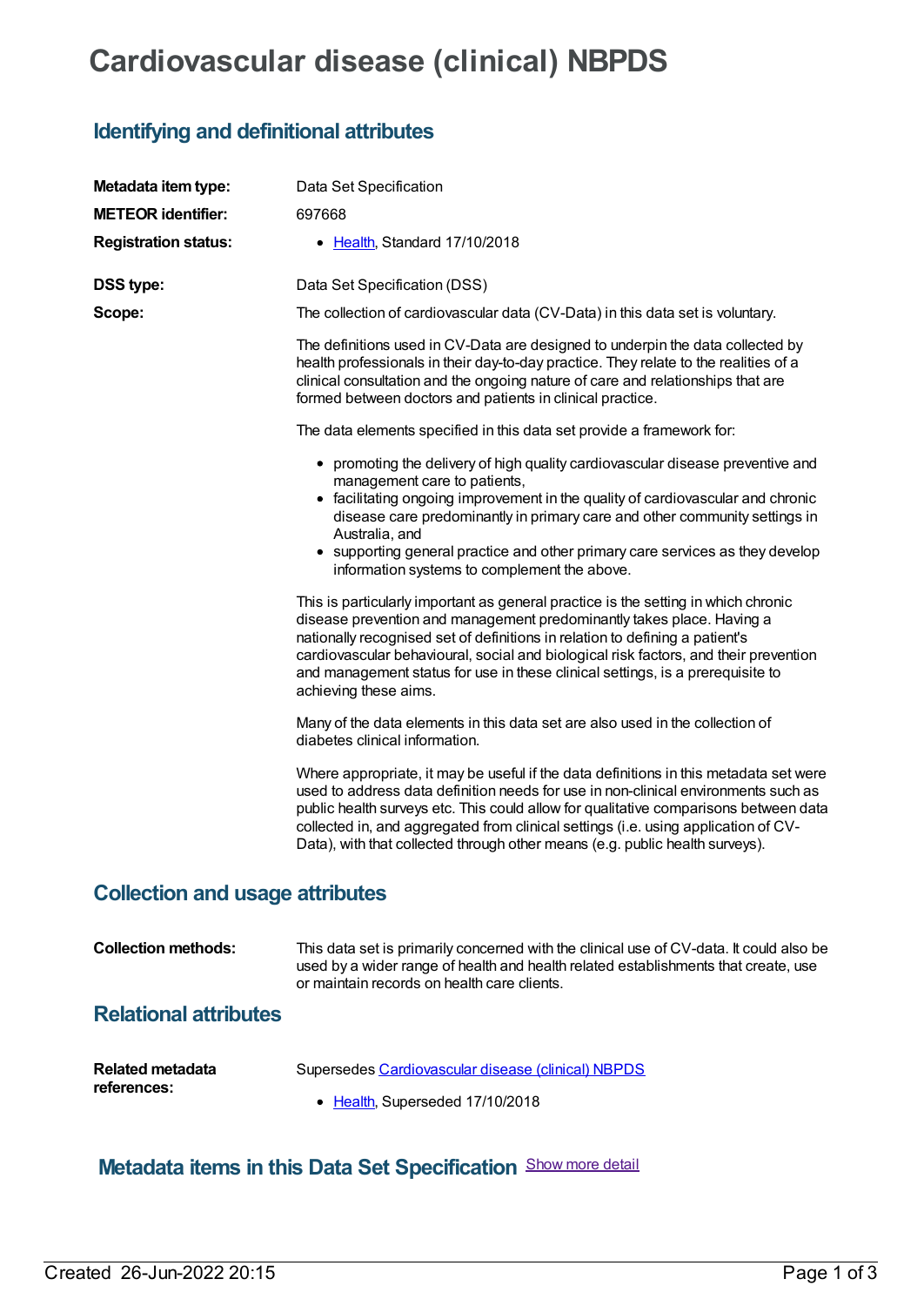# Cardiovascular disease (clinical) NBPDS

## Identifying and definitional attributes

**Metadata item type:** Data Set Specification

**METEOR identifier:** 697668

**Registration status:**
- Health, Standard 17/10/2018

**DSS type:** Data Set Specification (DSS)

**Scope:** The collection of cardiovascular data (CV-Data) in this data set is voluntary.

The definitions used in CV-Data are designed to underpin the data collected by health professionals in their day-to-day practice. They relate to the realities of a clinical consultation and the ongoing nature of care and relationships that are formed between doctors and patients in clinical practice.

The data elements specified in this data set provide a framework for:

- promoting the delivery of high quality cardiovascular disease preventive and management care to patients,
- facilitating ongoing improvement in the quality of cardiovascular and chronic disease care predominantly in primary care and other community settings in Australia, and
- supporting general practice and other primary care services as they develop information systems to complement the above.

This is particularly important as general practice is the setting in which chronic disease prevention and management predominantly takes place. Having a nationally recognised set of definitions in relation to defining a patient's cardiovascular behavioural, social and biological risk factors, and their prevention and management status for use in these clinical settings, is a prerequisite to achieving these aims.

Many of the data elements in this data set are also used in the collection of diabetes clinical information.

Where appropriate, it may be useful if the data definitions in this metadata set were used to address data definition needs for use in non-clinical environments such as public health surveys etc. This could allow for qualitative comparisons between data collected in, and aggregated from clinical settings (i.e. using application of CV-Data), with that collected through other means (e.g. public health surveys).

## Collection and usage attributes

**Collection methods:** This data set is primarily concerned with the clinical use of CV-data. It could also be used by a wider range of health and health related establishments that create, use or maintain records on health care clients.

## Relational attributes

**Related metadata references:** Supersedes Cardiovascular disease (clinical) NBPDS

- Health, Superseded 17/10/2018

## Metadata items in this Data Set Specification

Show more detail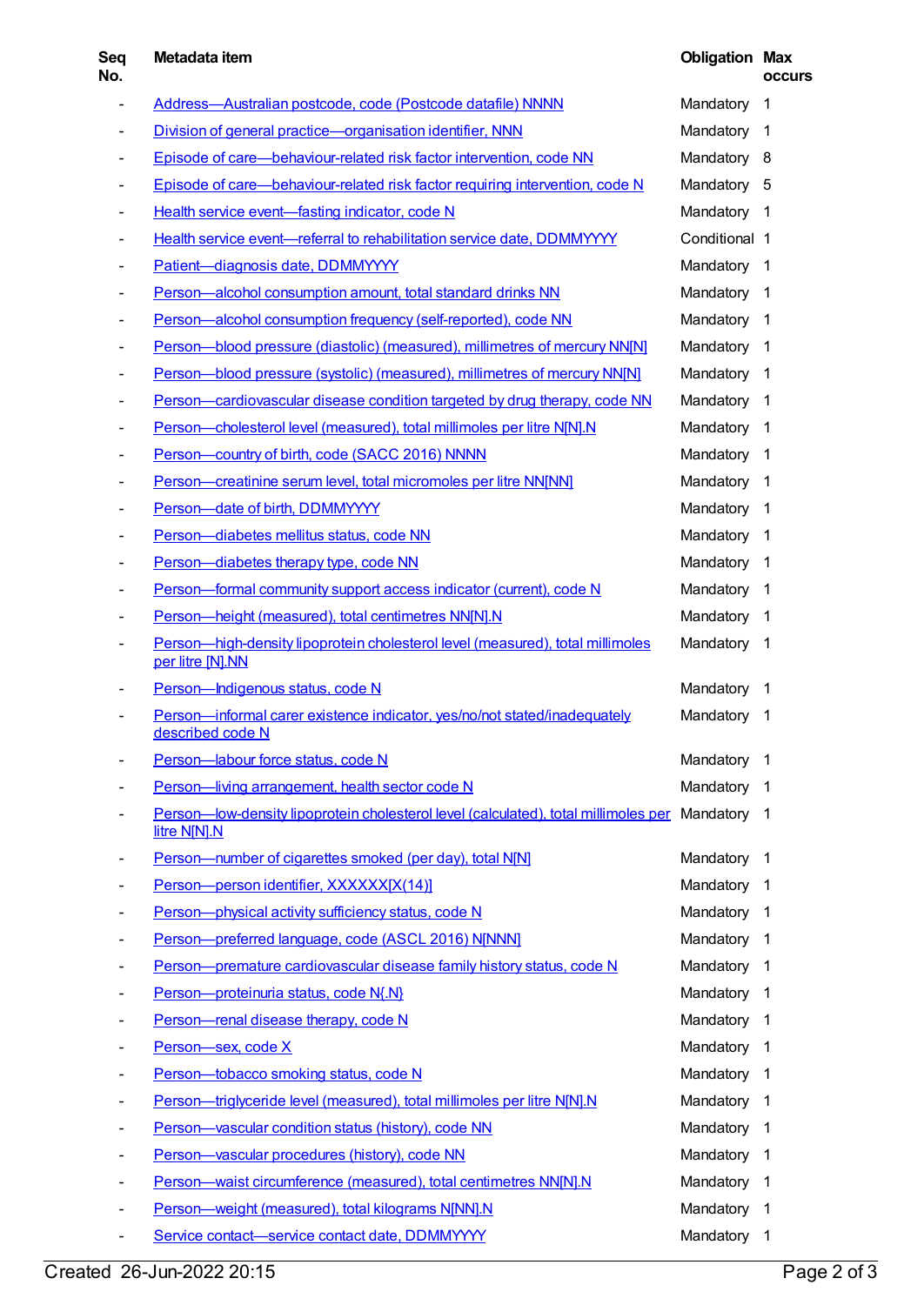| Seq No. | Metadata item | Obligation | Max occurs |
|---|---|---|---|
| - | Address—Australian postcode, code (Postcode datafile) NNNN | Mandatory | 1 |
| - | Division of general practice—organisation identifier, NNN | Mandatory | 1 |
| - | Episode of care—behaviour-related risk factor intervention, code NN | Mandatory | 8 |
| - | Episode of care—behaviour-related risk factor requiring intervention, code N | Mandatory | 5 |
| - | Health service event—fasting indicator, code N | Mandatory | 1 |
| - | Health service event—referral to rehabilitation service date, DDMMYYYY | Conditional | 1 |
| - | Patient—diagnosis date, DDMMYYYY | Mandatory | 1 |
| - | Person—alcohol consumption amount, total standard drinks NN | Mandatory | 1 |
| - | Person—alcohol consumption frequency (self-reported), code NN | Mandatory | 1 |
| - | Person—blood pressure (diastolic) (measured), millimetres of mercury NN[N] | Mandatory | 1 |
| - | Person—blood pressure (systolic) (measured), millimetres of mercury NN[N] | Mandatory | 1 |
| - | Person—cardiovascular disease condition targeted by drug therapy, code NN | Mandatory | 1 |
| - | Person—cholesterol level (measured), total millimoles per litre N[N].N | Mandatory | 1 |
| - | Person—country of birth, code (SACC 2016) NNNN | Mandatory | 1 |
| - | Person—creatinine serum level, total micromoles per litre NN[NN] | Mandatory | 1 |
| - | Person—date of birth, DDMMYYYY | Mandatory | 1 |
| - | Person—diabetes mellitus status, code NN | Mandatory | 1 |
| - | Person—diabetes therapy type, code NN | Mandatory | 1 |
| - | Person—formal community support access indicator (current), code N | Mandatory | 1 |
| - | Person—height (measured), total centimetres NN[N].N | Mandatory | 1 |
| - | Person—high-density lipoprotein cholesterol level (measured), total millimoles per litre [N].NN | Mandatory | 1 |
| - | Person—Indigenous status, code N | Mandatory | 1 |
| - | Person—informal carer existence indicator, yes/no/not stated/inadequately described code N | Mandatory | 1 |
| - | Person—labour force status, code N | Mandatory | 1 |
| - | Person—living arrangement, health sector code N | Mandatory | 1 |
| - | Person—low-density lipoprotein cholesterol level (calculated), total millimoles per litre N[N].N | Mandatory | 1 |
| - | Person—number of cigarettes smoked (per day), total N[N] | Mandatory | 1 |
| - | Person—person identifier, XXXXXX[X(14)] | Mandatory | 1 |
| - | Person—physical activity sufficiency status, code N | Mandatory | 1 |
| - | Person—preferred language, code (ASCL 2016) N[NNN] | Mandatory | 1 |
| - | Person—premature cardiovascular disease family history status, code N | Mandatory | 1 |
| - | Person—proteinuria status, code N{.N} | Mandatory | 1 |
| - | Person—renal disease therapy, code N | Mandatory | 1 |
| - | Person—sex, code X | Mandatory | 1 |
| - | Person—tobacco smoking status, code N | Mandatory | 1 |
| - | Person—triglyceride level (measured), total millimoles per litre N[N].N | Mandatory | 1 |
| - | Person—vascular condition status (history), code NN | Mandatory | 1 |
| - | Person—vascular procedures (history), code NN | Mandatory | 1 |
| - | Person—waist circumference (measured), total centimetres NN[N].N | Mandatory | 1 |
| - | Person—weight (measured), total kilograms N[NN].N | Mandatory | 1 |
| - | Service contact—service contact date, DDMMYYYY | Mandatory | 1 |

Created 26-Jun-2022 20:15